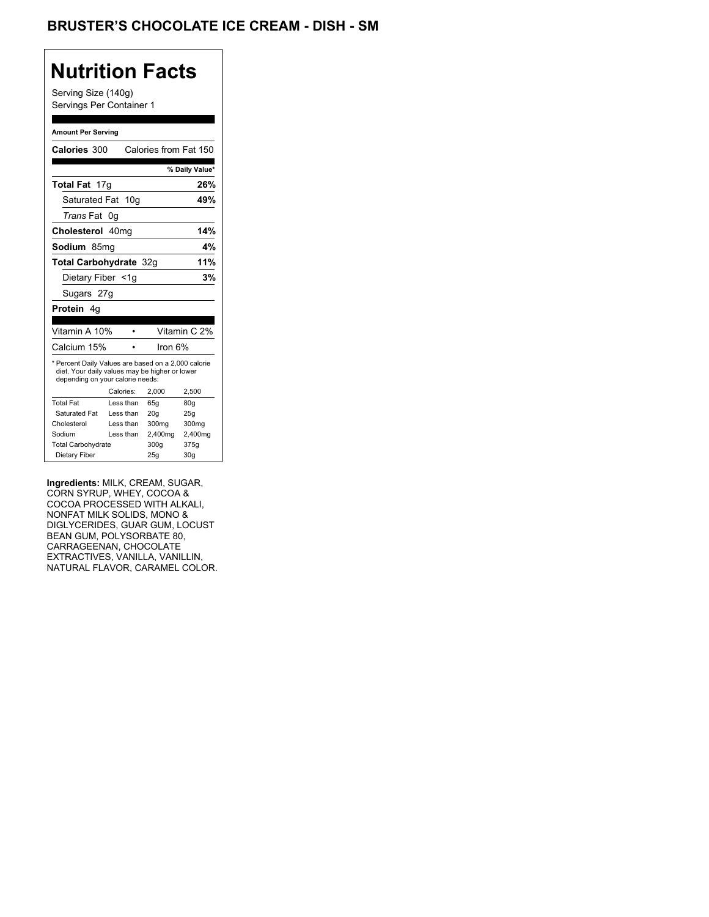# BRUSTER'S CHOCOLATE ICE CREAM - DISH - SM

## Nutrition Facts

Serving Size (140g)
Servings Per Container 1

**Amount Per Serving**

| | |
|---|---|
| **Calories** 300 | Calories from Fat 150 |
| | **% Daily Value*** |
| **Total Fat** 17g | **26%** |
| Saturated Fat 10g | **49%** |
| *Trans* Fat 0g | |
| **Cholesterol** 40mg | **14%** |
| **Sodium** 85mg | **4%** |
| **Total Carbohydrate** 32g | **11%** |
| Dietary Fiber <1g | **3%** |
| Sugars 27g | |
| **Protein** 4g | |

| | |
|---|---|
| Vitamin A 10% | Vitamin C 2% |
| Calcium 15% | Iron 6% |

* Percent Daily Values are based on a 2,000 calorie diet. Your daily values may be higher or lower depending on your calorie needs:

| | Calories: | 2,000 | 2,500 |
|---|---|---|---|
| Total Fat | Less than | 65g | 80g |
| Saturated Fat | Less than | 20g | 25g |
| Cholesterol | Less than | 300mg | 300mg |
| Sodium | Less than | 2,400mg | 2,400mg |
| Total Carbohydrate | | 300g | 375g |
| Dietary Fiber | | 25g | 30g |

**Ingredients:** MILK, CREAM, SUGAR, CORN SYRUP, WHEY, COCOA & COCOA PROCESSED WITH ALKALI, NONFAT MILK SOLIDS, MONO & DIGLYCERIDES, GUAR GUM, LOCUST BEAN GUM, POLYSORBATE 80, CARRAGEENAN, CHOCOLATE EXTRACTIVES, VANILLA, VANILLIN, NATURAL FLAVOR, CARAMEL COLOR.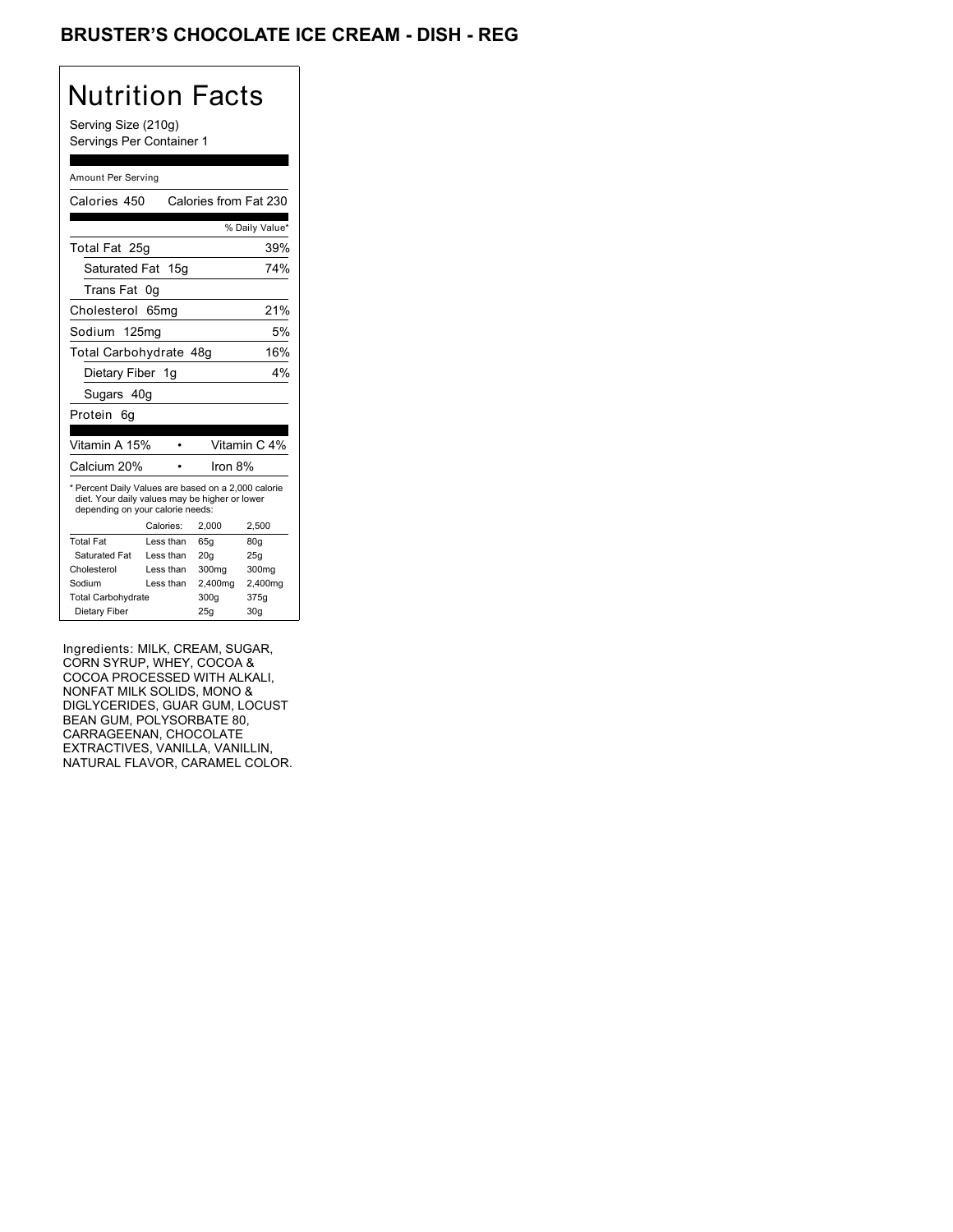# BRUSTER'S CHOCOLATE ICE CREAM - DISH - REG

## Nutrition Facts

Serving Size (210g)
Servings Per Container 1

Amount Per Serving

| Calories 450 | Calories from Fat 230 |
|---|---|
| | % Daily Value* |
| Total Fat 25g | 39% |
| Saturated Fat 15g | 74% |
| Trans Fat 0g | |
| Cholesterol 65mg | 21% |
| Sodium 125mg | 5% |
| Total Carbohydrate 48g | 16% |
| Dietary Fiber 1g | 4% |
| Sugars 40g | |
| Protein 6g | |

| Vitamin A 15% | • | Vitamin C 4% |
|---|---|---|
| Calcium 20% | • | Iron 8% |

* Percent Daily Values are based on a 2,000 calorie diet. Your daily values may be higher or lower depending on your calorie needs:

| | Calories: | 2,000 | 2,500 |
|---|---|---|---|
| Total Fat | Less than | 65g | 80g |
| Saturated Fat | Less than | 20g | 25g |
| Cholesterol | Less than | 300mg | 300mg |
| Sodium | Less than | 2,400mg | 2,400mg |
| Total Carbohydrate | | 300g | 375g |
| Dietary Fiber | | 25g | 30g |

Ingredients: MILK, CREAM, SUGAR, CORN SYRUP, WHEY, COCOA & COCOA PROCESSED WITH ALKALI, NONFAT MILK SOLIDS, MONO & DIGLYCERIDES, GUAR GUM, LOCUST BEAN GUM, POLYSORBATE 80, CARRAGEENAN, CHOCOLATE EXTRACTIVES, VANILLA, VANILLIN, NATURAL FLAVOR, CARAMEL COLOR.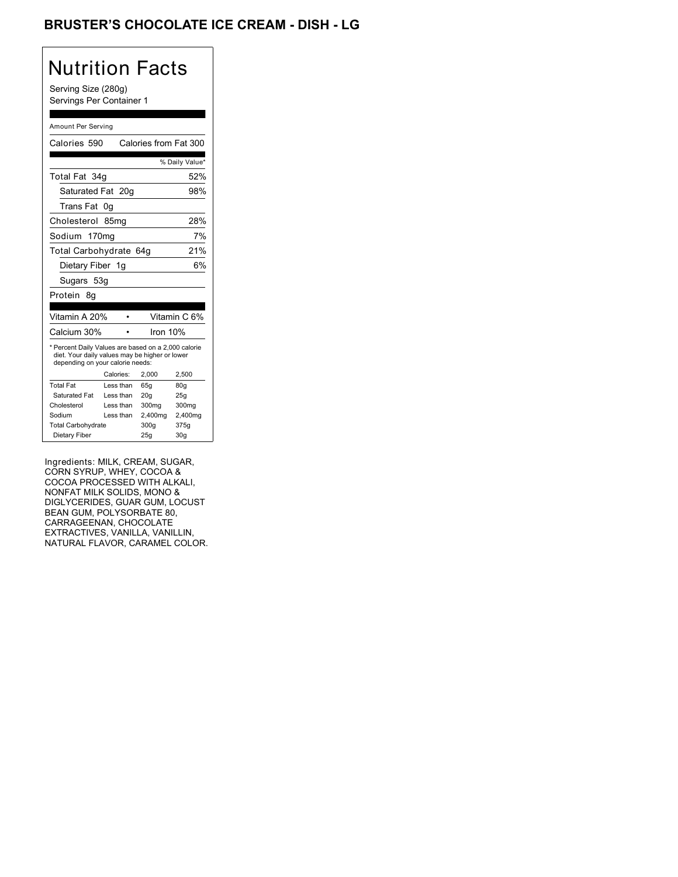# BRUSTER'S CHOCOLATE ICE CREAM - DISH - LG

## Nutrition Facts

Serving Size (280g)
Servings Per Container 1

Amount Per Serving

| Calories 590 | Calories from Fat 300 |
| --- | --- |
| | % Daily Value* |
| Total Fat 34g | 52% |
| Saturated Fat 20g | 98% |
| Trans Fat 0g | |
| Cholesterol 85mg | 28% |
| Sodium 170mg | 7% |
| Total Carbohydrate 64g | 21% |
| Dietary Fiber 1g | 6% |
| Sugars 53g | |
| Protein 8g | |

| Vitamin A 20% | Vitamin C 6% |
| --- | --- |
| Calcium 30% | Iron 10% |

* Percent Daily Values are based on a 2,000 calorie diet. Your daily values may be higher or lower depending on your calorie needs:

| | Calories: | 2,000 | 2,500 |
| --- | --- | --- | --- |
| Total Fat | Less than | 65g | 80g |
| Saturated Fat | Less than | 20g | 25g |
| Cholesterol | Less than | 300mg | 300mg |
| Sodium | Less than | 2,400mg | 2,400mg |
| Total Carbohydrate | | 300g | 375g |
| Dietary Fiber | | 25g | 30g |

Ingredients: MILK, CREAM, SUGAR, CORN SYRUP, WHEY, COCOA & COCOA PROCESSED WITH ALKALI, NONFAT MILK SOLIDS, MONO & DIGLYCERIDES, GUAR GUM, LOCUST BEAN GUM, POLYSORBATE 80, CARRAGEENAN, CHOCOLATE EXTRACTIVES, VANILLA, VANILLIN, NATURAL FLAVOR, CARAMEL COLOR.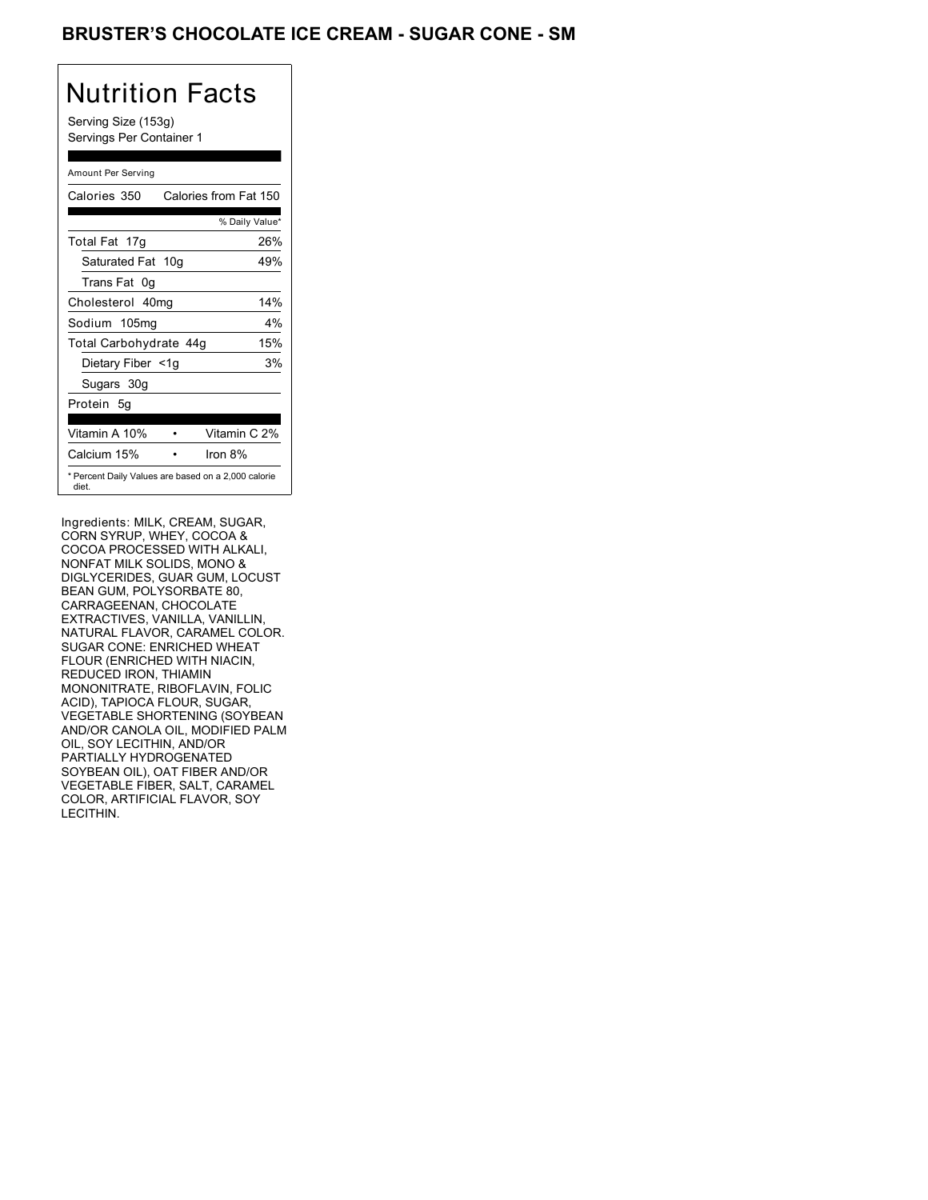# BRUSTER'S CHOCOLATE ICE CREAM - SUGAR CONE - SM

## Nutrition Facts

Serving Size (153g)
Servings Per Container 1

Amount Per Serving

| Calories 350 | Calories from Fat 150 |
|---|---|
| | % Daily Value* |
| Total Fat 17g | 26% |
| Saturated Fat 10g | 49% |
| Trans Fat 0g | |
| Cholesterol 40mg | 14% |
| Sodium 105mg | 4% |
| Total Carbohydrate 44g | 15% |
| Dietary Fiber <1g | 3% |
| Sugars 30g | |
| Protein 5g | |

| Vitamin A 10% | • | Vitamin C 2% |
|---|---|---|
| Calcium 15% | • | Iron 8% |

* Percent Daily Values are based on a 2,000 calorie diet.

Ingredients: MILK, CREAM, SUGAR, CORN SYRUP, WHEY, COCOA & COCOA PROCESSED WITH ALKALI, NONFAT MILK SOLIDS, MONO & DIGLYCERIDES, GUAR GUM, LOCUST BEAN GUM, POLYSORBATE 80, CARRAGEENAN, CHOCOLATE EXTRACTIVES, VANILLA, VANILLIN, NATURAL FLAVOR, CARAMEL COLOR. SUGAR CONE: ENRICHED WHEAT FLOUR (ENRICHED WITH NIACIN, REDUCED IRON, THIAMIN MONONITRATE, RIBOFLAVIN, FOLIC ACID), TAPIOCA FLOUR, SUGAR, VEGETABLE SHORTENING (SOYBEAN AND/OR CANOLA OIL, MODIFIED PALM OIL, SOY LECITHIN, AND/OR PARTIALLY HYDROGENATED SOYBEAN OIL), OAT FIBER AND/OR VEGETABLE FIBER, SALT, CARAMEL COLOR, ARTIFICIAL FLAVOR, SOY LECITHIN.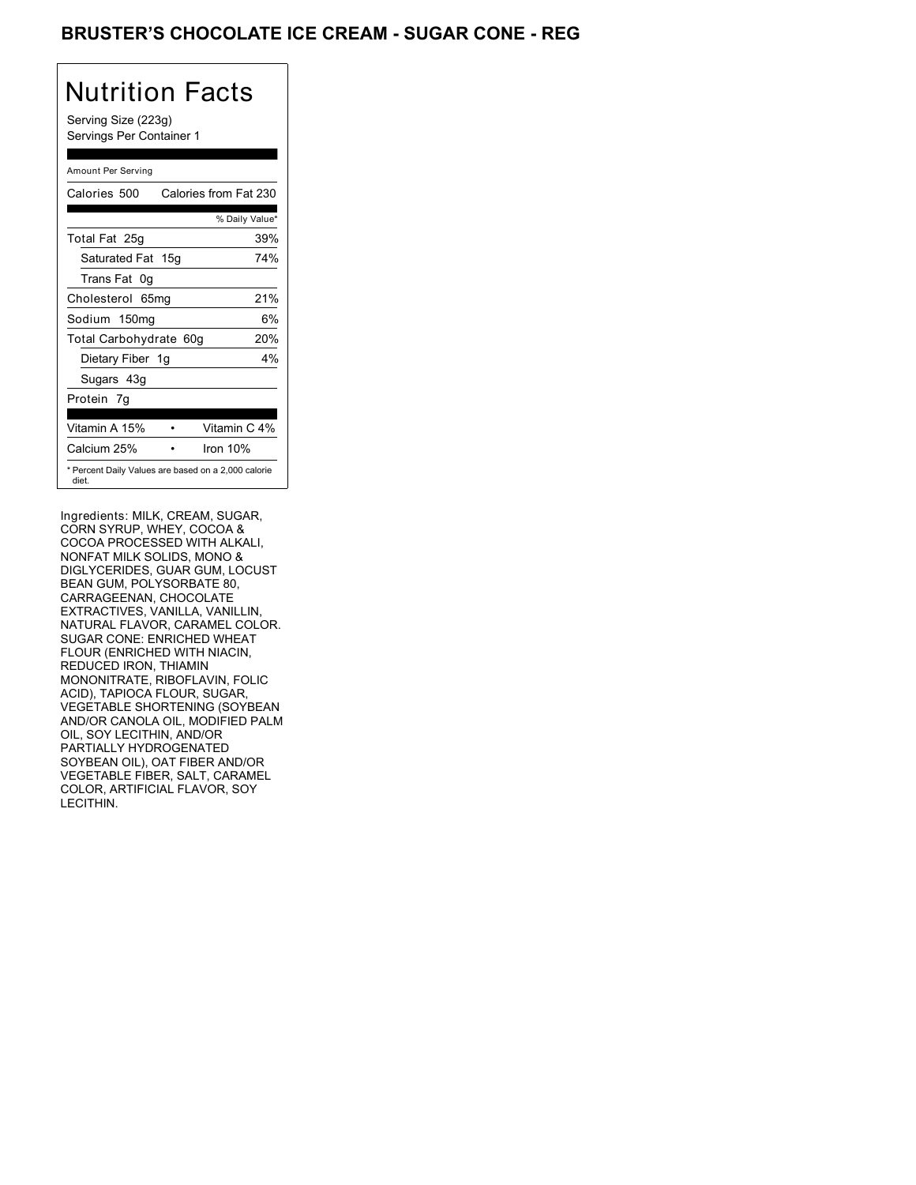# BRUSTER'S CHOCOLATE ICE CREAM - SUGAR CONE - REG

## Nutrition Facts

Serving Size (223g)
Servings Per Container 1

Amount Per Serving

| Calories 500 | Calories from Fat 230 |
|---|---|
| | % Daily Value* |
| Total Fat 25g | 39% |
| Saturated Fat 15g | 74% |
| Trans Fat 0g | |
| Cholesterol 65mg | 21% |
| Sodium 150mg | 6% |
| Total Carbohydrate 60g | 20% |
| Dietary Fiber 1g | 4% |
| Sugars 43g | |
| Protein 7g | |
| Vitamin A 15% | Vitamin C 4% |
| Calcium 25% | Iron 10% |

* Percent Daily Values are based on a 2,000 calorie diet.

Ingredients: MILK, CREAM, SUGAR, CORN SYRUP, WHEY, COCOA & COCOA PROCESSED WITH ALKALI, NONFAT MILK SOLIDS, MONO & DIGLYCERIDES, GUAR GUM, LOCUST BEAN GUM, POLYSORBATE 80, CARRAGEENAN, CHOCOLATE EXTRACTIVES, VANILLA, VANILLIN, NATURAL FLAVOR, CARAMEL COLOR. SUGAR CONE: ENRICHED WHEAT FLOUR (ENRICHED WITH NIACIN, REDUCED IRON, THIAMIN MONONITRATE, RIBOFLAVIN, FOLIC ACID), TAPIOCA FLOUR, SUGAR, VEGETABLE SHORTENING (SOYBEAN AND/OR CANOLA OIL, MODIFIED PALM OIL, SOY LECITHIN, AND/OR PARTIALLY HYDROGENATED SOYBEAN OIL), OAT FIBER AND/OR VEGETABLE FIBER, SALT, CARAMEL COLOR, ARTIFICIAL FLAVOR, SOY LECITHIN.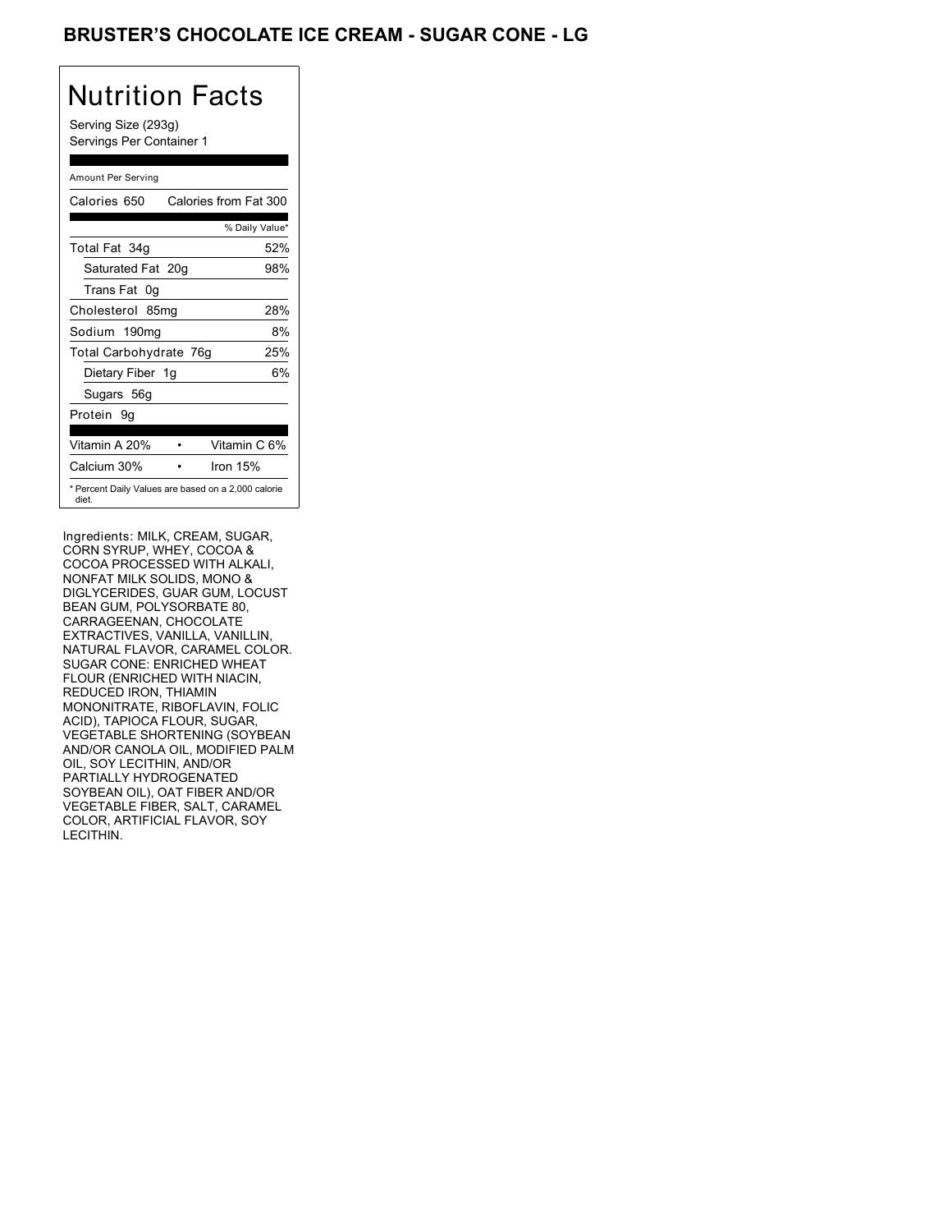# BRUSTER'S CHOCOLATE ICE CREAM - SUGAR CONE - LG

## Nutrition Facts

Serving Size (293g)
Servings Per Container 1

Amount Per Serving

| Calories 650 | Calories from Fat 300 |
| --- | --- |
| | % Daily Value* |
| Total Fat 34g | 52% |
| Saturated Fat 20g | 98% |
| Trans Fat 0g | |
| Cholesterol 85mg | 28% |
| Sodium 190mg | 8% |
| Total Carbohydrate 76g | 25% |
| Dietary Fiber 1g | 6% |
| Sugars 56g | |
| Protein 9g | |
| Vitamin A 20% | Vitamin C 6% |
| Calcium 30% | Iron 15% |

* Percent Daily Values are based on a 2,000 calorie diet.

Ingredients: MILK, CREAM, SUGAR, CORN SYRUP, WHEY, COCOA & COCOA PROCESSED WITH ALKALI, NONFAT MILK SOLIDS, MONO & DIGLYCERIDES, GUAR GUM, LOCUST BEAN GUM, POLYSORBATE 80, CARRAGEENAN, CHOCOLATE EXTRACTIVES, VANILLA, VANILLIN, NATURAL FLAVOR, CARAMEL COLOR. SUGAR CONE: ENRICHED WHEAT FLOUR (ENRICHED WITH NIACIN, REDUCED IRON, THIAMIN MONONITRATE, RIBOFLAVIN, FOLIC ACID), TAPIOCA FLOUR, SUGAR, VEGETABLE SHORTENING (SOYBEAN AND/OR CANOLA OIL, MODIFIED PALM OIL, SOY LECITHIN, AND/OR PARTIALLY HYDROGENATED SOYBEAN OIL), OAT FIBER AND/OR VEGETABLE FIBER, SALT, CARAMEL COLOR, ARTIFICIAL FLAVOR, SOY LECITHIN.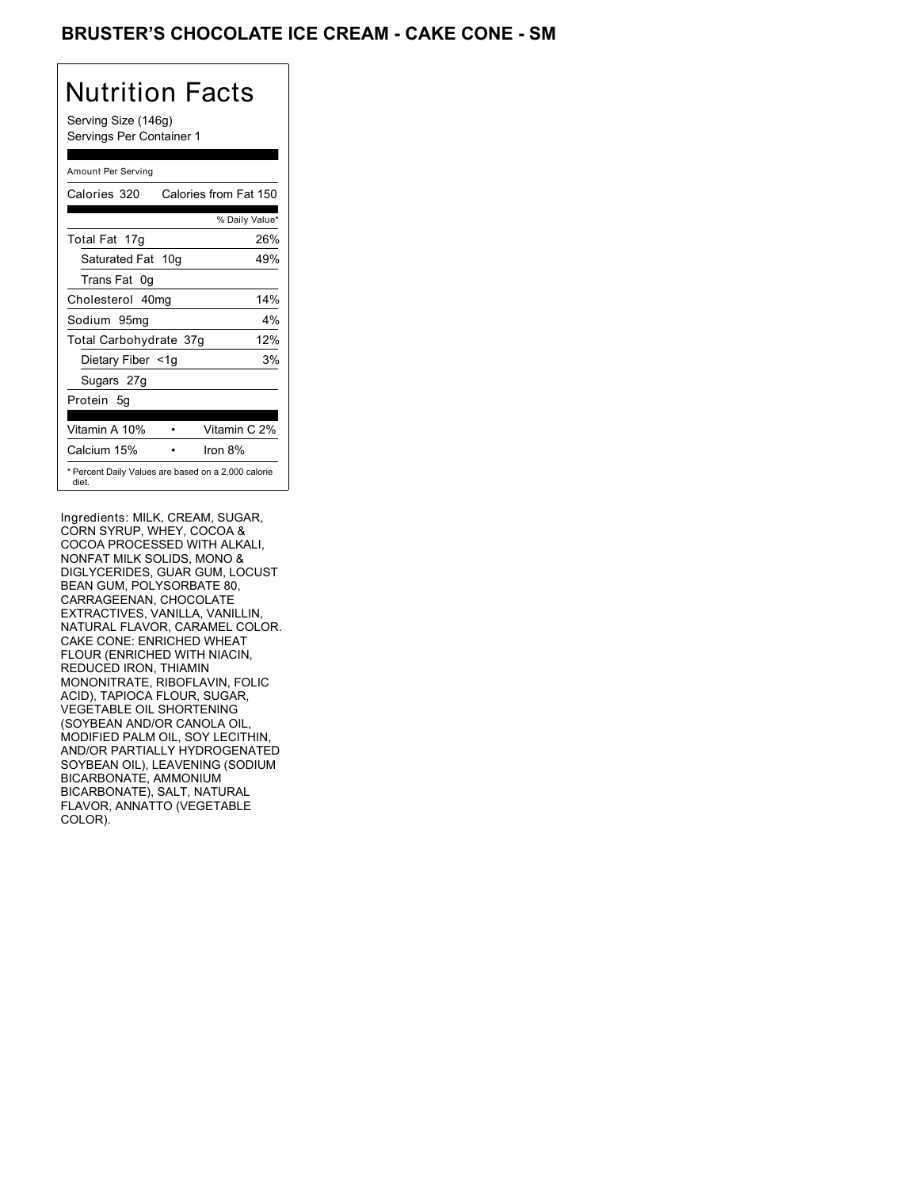# BRUSTER'S CHOCOLATE ICE CREAM - CAKE CONE - SM

## Nutrition Facts

Serving Size (146g)
Servings Per Container 1

Amount Per Serving

| Calories 320 | Calories from Fat 150 |
|---|---|
| | % Daily Value* |
| Total Fat 17g | 26% |
| Saturated Fat 10g | 49% |
| Trans Fat 0g | |
| Cholesterol 40mg | 14% |
| Sodium 95mg | 4% |
| Total Carbohydrate 37g | 12% |
| Dietary Fiber <1g | 3% |
| Sugars 27g | |
| Protein 5g | |
| Vitamin A 10% | Vitamin C 2% |
| Calcium 15% | Iron 8% |

* Percent Daily Values are based on a 2,000 calorie diet.

Ingredients: MILK, CREAM, SUGAR, CORN SYRUP, WHEY, COCOA & COCOA PROCESSED WITH ALKALI, NONFAT MILK SOLIDS, MONO & DIGLYCERIDES, GUAR GUM, LOCUST BEAN GUM, POLYSORBATE 80, CARRAGEENAN, CHOCOLATE EXTRACTIVES, VANILLA, VANILLIN, NATURAL FLAVOR, CARAMEL COLOR. CAKE CONE: ENRICHED WHEAT FLOUR (ENRICHED WITH NIACIN, REDUCED IRON, THIAMIN MONONITRATE, RIBOFLAVIN, FOLIC ACID), TAPIOCA FLOUR, SUGAR, VEGETABLE OIL SHORTENING (SOYBEAN AND/OR CANOLA OIL, MODIFIED PALM OIL, SOY LECITHIN, AND/OR PARTIALLY HYDROGENATED SOYBEAN OIL), LEAVENING (SODIUM BICARBONATE, AMMONIUM BICARBONATE), SALT, NATURAL FLAVOR, ANNATTO (VEGETABLE COLOR).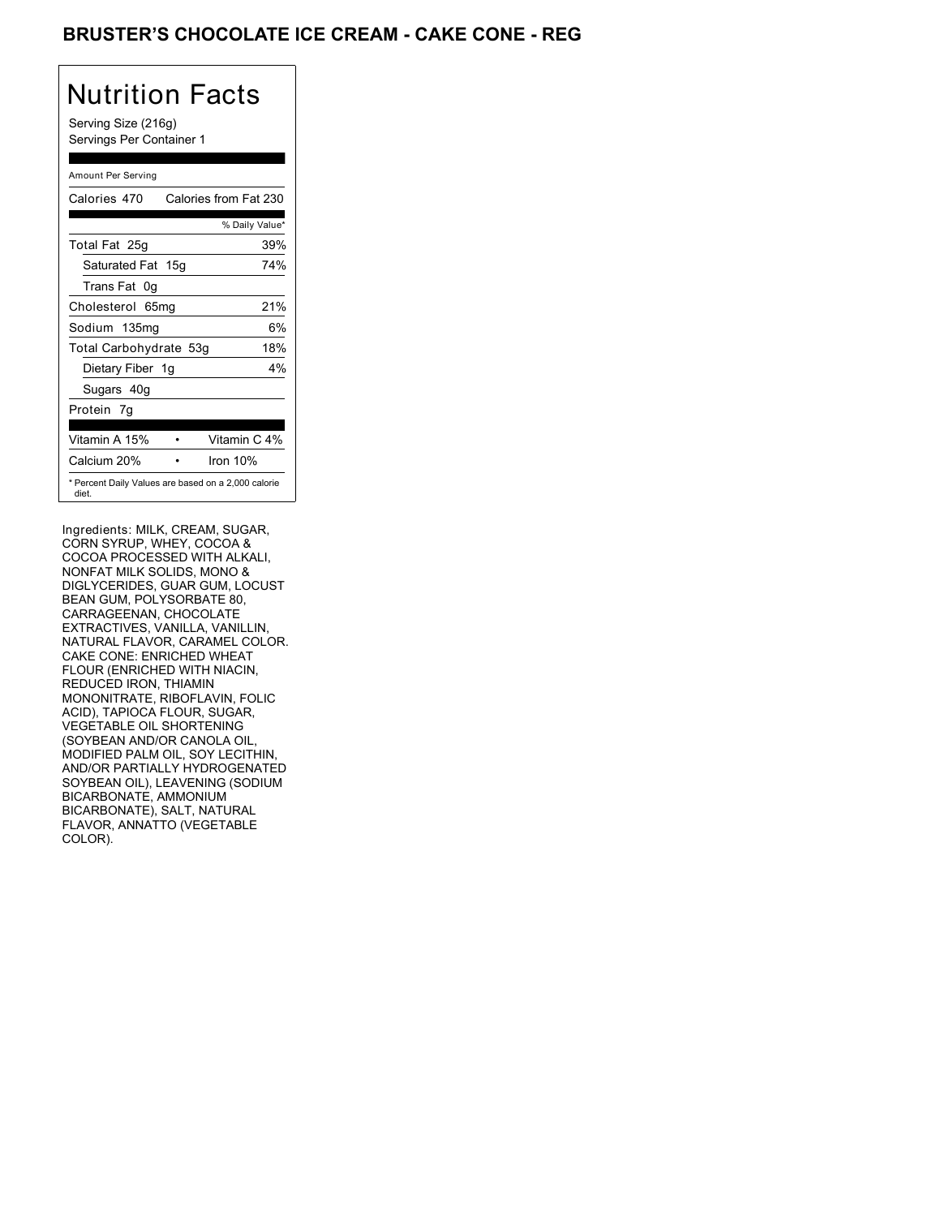# BRUSTER'S CHOCOLATE ICE CREAM - CAKE CONE - REG

## Nutrition Facts

Serving Size (216g)
Servings Per Container 1

Amount Per Serving

| Calories 470 | Calories from Fat 230 |
|---|---|
| | % Daily Value* |
| Total Fat 25g | 39% |
| Saturated Fat 15g | 74% |
| Trans Fat 0g | |
| Cholesterol 65mg | 21% |
| Sodium 135mg | 6% |
| Total Carbohydrate 53g | 18% |
| Dietary Fiber 1g | 4% |
| Sugars 40g | |
| Protein 7g | |
| Vitamin A 15% | Vitamin C 4% |
| Calcium 20% | Iron 10% |

* Percent Daily Values are based on a 2,000 calorie diet.

Ingredients: MILK, CREAM, SUGAR, CORN SYRUP, WHEY, COCOA & COCOA PROCESSED WITH ALKALI, NONFAT MILK SOLIDS, MONO & DIGLYCERIDES, GUAR GUM, LOCUST BEAN GUM, POLYSORBATE 80, CARRAGEENAN, CHOCOLATE EXTRACTIVES, VANILLA, VANILLIN, NATURAL FLAVOR, CARAMEL COLOR. CAKE CONE: ENRICHED WHEAT FLOUR (ENRICHED WITH NIACIN, REDUCED IRON, THIAMIN MONONITRATE, RIBOFLAVIN, FOLIC ACID), TAPIOCA FLOUR, SUGAR, VEGETABLE OIL SHORTENING (SOYBEAN AND/OR CANOLA OIL, MODIFIED PALM OIL, SOY LECITHIN, AND/OR PARTIALLY HYDROGENATED SOYBEAN OIL), LEAVENING (SODIUM BICARBONATE, AMMONIUM BICARBONATE), SALT, NATURAL FLAVOR, ANNATTO (VEGETABLE COLOR).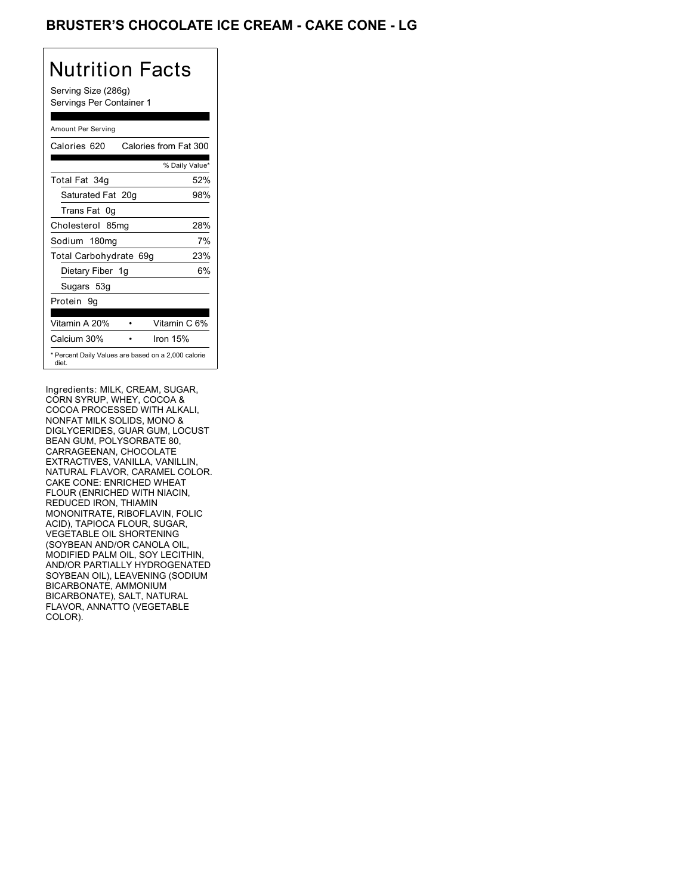## BRUSTER'S CHOCOLATE ICE CREAM - CAKE CONE - LG

# Nutrition Facts

Serving Size (286g)
Servings Per Container 1

Amount Per Serving

| Calories 620 | Calories from Fat 300 |
|---|---|
| | % Daily Value* |
| Total Fat 34g | 52% |
| Saturated Fat 20g | 98% |
| Trans Fat 0g | |
| Cholesterol 85mg | 28% |
| Sodium 180mg | 7% |
| Total Carbohydrate 69g | 23% |
| Dietary Fiber 1g | 6% |
| Sugars 53g | |
| Protein 9g | |

| Vitamin A 20% | • | Vitamin C 6% |
|---|---|---|
| Calcium 30% | • | Iron 15% |

* Percent Daily Values are based on a 2,000 calorie diet.

Ingredients: MILK, CREAM, SUGAR, CORN SYRUP, WHEY, COCOA & COCOA PROCESSED WITH ALKALI, NONFAT MILK SOLIDS, MONO & DIGLYCERIDES, GUAR GUM, LOCUST BEAN GUM, POLYSORBATE 80, CARRAGEENAN, CHOCOLATE EXTRACTIVES, VANILLA, VANILLIN, NATURAL FLAVOR, CARAMEL COLOR. CAKE CONE: ENRICHED WHEAT FLOUR (ENRICHED WITH NIACIN, REDUCED IRON, THIAMIN MONONITRATE, RIBOFLAVIN, FOLIC ACID), TAPIOCA FLOUR, SUGAR, VEGETABLE OIL SHORTENING (SOYBEAN AND/OR CANOLA OIL, MODIFIED PALM OIL, SOY LECITHIN, AND/OR PARTIALLY HYDROGENATED SOYBEAN OIL), LEAVENING (SODIUM BICARBONATE, AMMONIUM BICARBONATE), SALT, NATURAL FLAVOR, ANNATTO (VEGETABLE COLOR).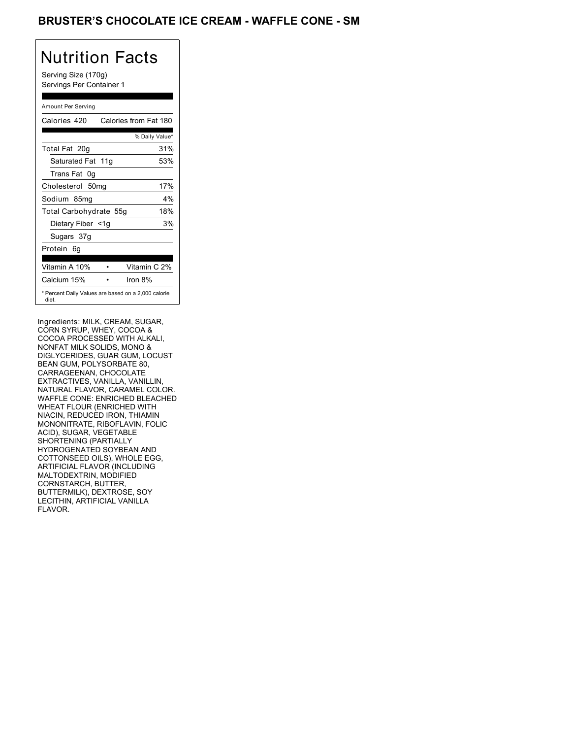# BRUSTER'S CHOCOLATE ICE CREAM - WAFFLE CONE - SM

## Nutrition Facts

Serving Size (170g)
Servings Per Container 1

Amount Per Serving

| Calories 420 | Calories from Fat 180 |
|---|---|
| | % Daily Value* |
| Total Fat 20g | 31% |
| Saturated Fat 11g | 53% |
| Trans Fat 0g | |
| Cholesterol 50mg | 17% |
| Sodium 85mg | 4% |
| Total Carbohydrate 55g | 18% |
| Dietary Fiber <1g | 3% |
| Sugars 37g | |
| Protein 6g | |
| Vitamin A 10% | Vitamin C 2% |
| Calcium 15% | Iron 8% |

* Percent Daily Values are based on a 2,000 calorie diet.

Ingredients: MILK, CREAM, SUGAR, CORN SYRUP, WHEY, COCOA & COCOA PROCESSED WITH ALKALI, NONFAT MILK SOLIDS, MONO & DIGLYCERIDES, GUAR GUM, LOCUST BEAN GUM, POLYSORBATE 80, CARRAGEENAN, CHOCOLATE EXTRACTIVES, VANILLA, VANILLIN, NATURAL FLAVOR, CARAMEL COLOR. WAFFLE CONE: ENRICHED BLEACHED WHEAT FLOUR (ENRICHED WITH NIACIN, REDUCED IRON, THIAMIN MONONITRATE, RIBOFLAVIN, FOLIC ACID), SUGAR, VEGETABLE SHORTENING (PARTIALLY HYDROGENATED SOYBEAN AND COTTONSEED OILS), WHOLE EGG, ARTIFICIAL FLAVOR (INCLUDING MALTODEXTRIN, MODIFIED CORNSTARCH, BUTTER, BUTTERMILK), DEXTROSE, SOY LECITHIN, ARTIFICIAL VANILLA FLAVOR.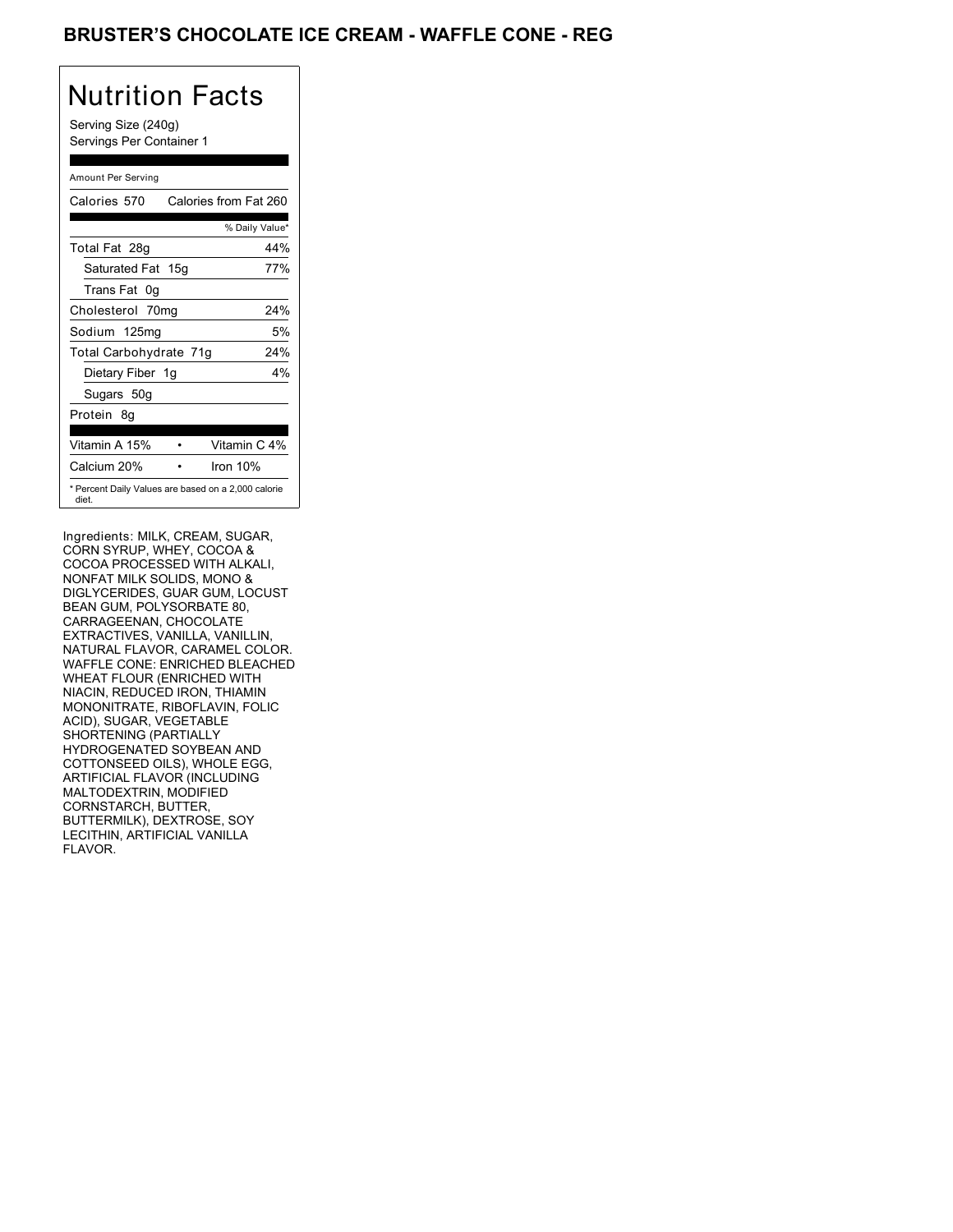# BRUSTER'S CHOCOLATE ICE CREAM - WAFFLE CONE - REG

## Nutrition Facts

Serving Size (240g)
Servings Per Container 1

| Amount Per Serving | |
|---|---|
| Calories 570 | Calories from Fat 260 |
| | % Daily Value* |
| Total Fat 28g | 44% |
| Saturated Fat 15g | 77% |
| Trans Fat 0g | |
| Cholesterol 70mg | 24% |
| Sodium 125mg | 5% |
| Total Carbohydrate 71g | 24% |
| Dietary Fiber 1g | 4% |
| Sugars 50g | |
| Protein 8g | |
| Vitamin A 15% | Vitamin C 4% |
| Calcium 20% | Iron 10% |

* Percent Daily Values are based on a 2,000 calorie diet.

Ingredients: MILK, CREAM, SUGAR, CORN SYRUP, WHEY, COCOA & COCOA PROCESSED WITH ALKALI, NONFAT MILK SOLIDS, MONO & DIGLYCERIDES, GUAR GUM, LOCUST BEAN GUM, POLYSORBATE 80, CARRAGEENAN, CHOCOLATE EXTRACTIVES, VANILLA, VANILLIN, NATURAL FLAVOR, CARAMEL COLOR. WAFFLE CONE: ENRICHED BLEACHED WHEAT FLOUR (ENRICHED WITH NIACIN, REDUCED IRON, THIAMIN MONONITRATE, RIBOFLAVIN, FOLIC ACID), SUGAR, VEGETABLE SHORTENING (PARTIALLY HYDROGENATED SOYBEAN AND COTTONSEED OILS), WHOLE EGG, ARTIFICIAL FLAVOR (INCLUDING MALTODEXTRIN, MODIFIED CORNSTARCH, BUTTER, BUTTERMILK), DEXTROSE, SOY LECITHIN, ARTIFICIAL VANILLA FLAVOR.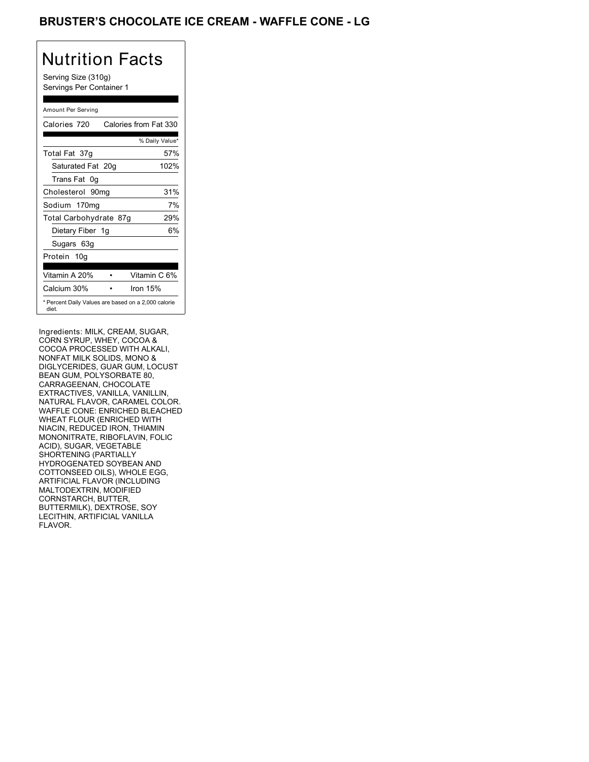# BRUSTER'S CHOCOLATE ICE CREAM - WAFFLE CONE - LG

## Nutrition Facts

Serving Size (310g)
Servings Per Container 1

Amount Per Serving

| | |
|---|---|
| Calories 720 | Calories from Fat 330 |
| | % Daily Value* |
| Total Fat 37g | 57% |
| Saturated Fat 20g | 102% |
| Trans Fat 0g | |
| Cholesterol 90mg | 31% |
| Sodium 170mg | 7% |
| Total Carbohydrate 87g | 29% |
| Dietary Fiber 1g | 6% |
| Sugars 63g | |
| Protein 10g | |
| Vitamin A 20% • | Vitamin C 6% |
| Calcium 30% • | Iron 15% |

* Percent Daily Values are based on a 2,000 calorie diet.

Ingredients: MILK, CREAM, SUGAR, CORN SYRUP, WHEY, COCOA & COCOA PROCESSED WITH ALKALI, NONFAT MILK SOLIDS, MONO & DIGLYCERIDES, GUAR GUM, LOCUST BEAN GUM, POLYSORBATE 80, CARRAGEENAN, CHOCOLATE EXTRACTIVES, VANILLA, VANILLIN, NATURAL FLAVOR, CARAMEL COLOR. WAFFLE CONE: ENRICHED BLEACHED WHEAT FLOUR (ENRICHED WITH NIACIN, REDUCED IRON, THIAMIN MONONITRATE, RIBOFLAVIN, FOLIC ACID), SUGAR, VEGETABLE SHORTENING (PARTIALLY HYDROGENATED SOYBEAN AND COTTONSEED OILS), WHOLE EGG, ARTIFICIAL FLAVOR (INCLUDING MALTODEXTRIN, MODIFIED CORNSTARCH, BUTTER, BUTTERMILK), DEXTROSE, SOY LECITHIN, ARTIFICIAL VANILLA FLAVOR.